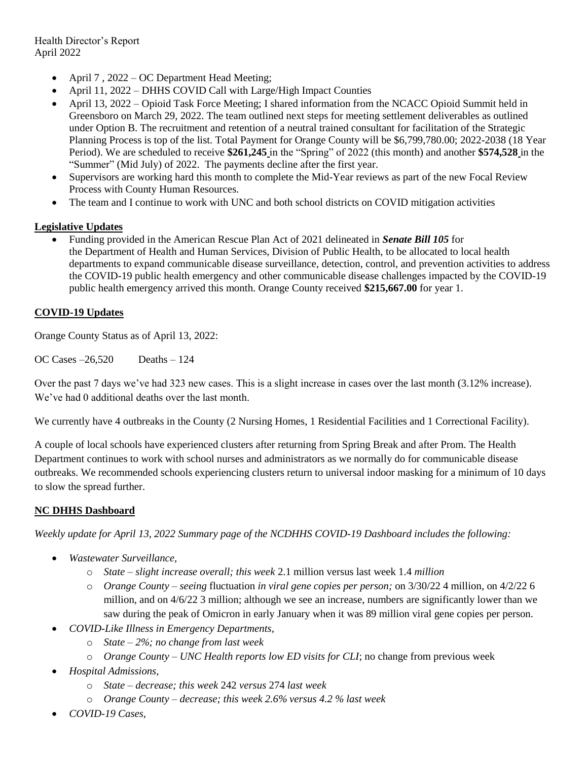Health Director's Report
April 2022

- April 7 , 2022 – OC Department Head Meeting;
- April 11, 2022 – DHHS COVID Call with Large/High Impact Counties
- April 13, 2022 – Opioid Task Force Meeting; I shared information from the NCACC Opioid Summit held in Greensboro on March 29, 2022. The team outlined next steps for meeting settlement deliverables as outlined under Option B. The recruitment and retention of a neutral trained consultant for facilitation of the Strategic Planning Process is top of the list. Total Payment for Orange County will be $6,799,780.00; 2022-2038 (18 Year Period). We are scheduled to receive **$261,245** in the "Spring" of 2022 (this month) and another **$574,528** in the "Summer" (Mid July) of 2022. The payments decline after the first year.
- Supervisors are working hard this month to complete the Mid-Year reviews as part of the new Focal Review Process with County Human Resources.
- The team and I continue to work with UNC and both school districts on COVID mitigation activities

## Legislative Updates

- Funding provided in the American Rescue Plan Act of 2021 delineated in ***Senate Bill 105*** for the Department of Health and Human Services, Division of Public Health, to be allocated to local health departments to expand communicable disease surveillance, detection, control, and prevention activities to address the COVID-19 public health emergency and other communicable disease challenges impacted by the COVID-19 public health emergency arrived this month. Orange County received **$215,667.00** for year 1.

## COVID-19 Updates

Orange County Status as of April 13, 2022:

OC Cases –26,520 Deaths – 124

Over the past 7 days we've had 323 new cases. This is a slight increase in cases over the last month (3.12% increase). We've had 0 additional deaths over the last month.

We currently have 4 outbreaks in the County (2 Nursing Homes, 1 Residential Facilities and 1 Correctional Facility).

A couple of local schools have experienced clusters after returning from Spring Break and after Prom. The Health Department continues to work with school nurses and administrators as we normally do for communicable disease outbreaks. We recommended schools experiencing clusters return to universal indoor masking for a minimum of 10 days to slow the spread further.

## NC DHHS Dashboard

*Weekly update for April 13, 2022 Summary page of the NCDHHS COVID-19 Dashboard includes the following:*

- *Wastewater Surveillance,*
  - *State – slight increase overall; this week* 2.1 million versus last week 1.4 *million*
  - *Orange County – seeing* fluctuation *in viral gene copies per person;* on 3/30/22 4 million, on 4/2/22 6 million, and on 4/6/22 3 million; although we see an increase, numbers are significantly lower than we saw during the peak of Omicron in early January when it was 89 million viral gene copies per person.
- *COVID-Like Illness in Emergency Departments,*
  - *State – 2%; no change from last week*
  - *Orange County – UNC Health reports low ED visits for CLI*; no change from previous week
- *Hospital Admissions,*
  - *State – decrease; this week* 242 *versus* 274 *last week*
  - *Orange County – decrease; this week 2.6% versus 4.2 % last week*
- *COVID-19 Cases,*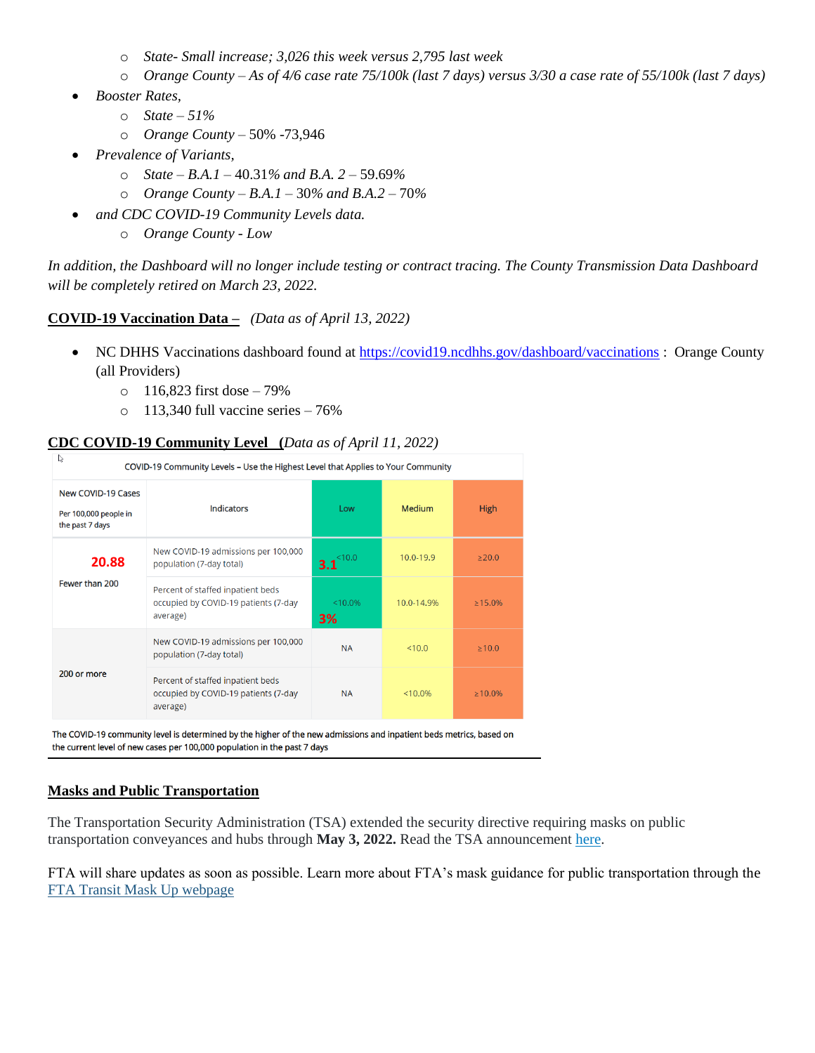- *State- Small increase; 3,026 this week versus 2,795 last week*
  - *Orange County – As of 4/6 case rate 75/100k (last 7 days) versus 3/30 a case rate of 55/100k (last 7 days)*
- *Booster Rates,*
  - *State – 51%*
  - *Orange County* – 50% -73,946
- *Prevalence of Variants,*
  - *State – B.A.1* – 40.31% *and B.A. 2* – 59.69%
  - *Orange County – B.A.1* – 30% *and B.A.2* – 70%
- *and CDC COVID-19 Community Levels data.*
  - *Orange County - Low*

*In addition, the Dashboard will no longer include testing or contract tracing. The County Transmission Data Dashboard will be completely retired on March 23, 2022.*

**COVID-19 Vaccination Data –** *(Data as of April 13, 2022)*

- NC DHHS Vaccinations dashboard found at https://covid19.ncdhhs.gov/dashboard/vaccinations : Orange County (all Providers)
  - 116,823 first dose – 79%
  - 113,340 full vaccine series – 76%

**CDC COVID-19 Community Level** *(Data as of April 11, 2022)*

COVID-19 Community Levels – Use the Highest Level that Applies to Your Community

| New COVID-19 Cases Per 100,000 people in the past 7 days | Indicators | Low | Medium | High |
|---|---|---|---|---|
| **20.88** Fewer than 200 | New COVID-19 admissions per 100,000 population (7-day total) | <10.0 **3.1** | 10.0-19.9 | ≥20.0 |
| | Percent of staffed inpatient beds occupied by COVID-19 patients (7-day average) | <10.0% **3%** | 10.0-14.9% | ≥15.0% |
| 200 or more | New COVID-19 admissions per 100,000 population (7-day total) | NA | <10.0 | ≥10.0 |
| | Percent of staffed inpatient beds occupied by COVID-19 patients (7-day average) | NA | <10.0% | ≥10.0% |

The COVID-19 community level is determined by the higher of the new admissions and inpatient beds metrics, based on the current level of new cases per 100,000 population in the past 7 days

**Masks and Public Transportation**

The Transportation Security Administration (TSA) extended the security directive requiring masks on public transportation conveyances and hubs through **May 3, 2022.** Read the TSA announcement here.

FTA will share updates as soon as possible. Learn more about FTA's mask guidance for public transportation through the FTA Transit Mask Up webpage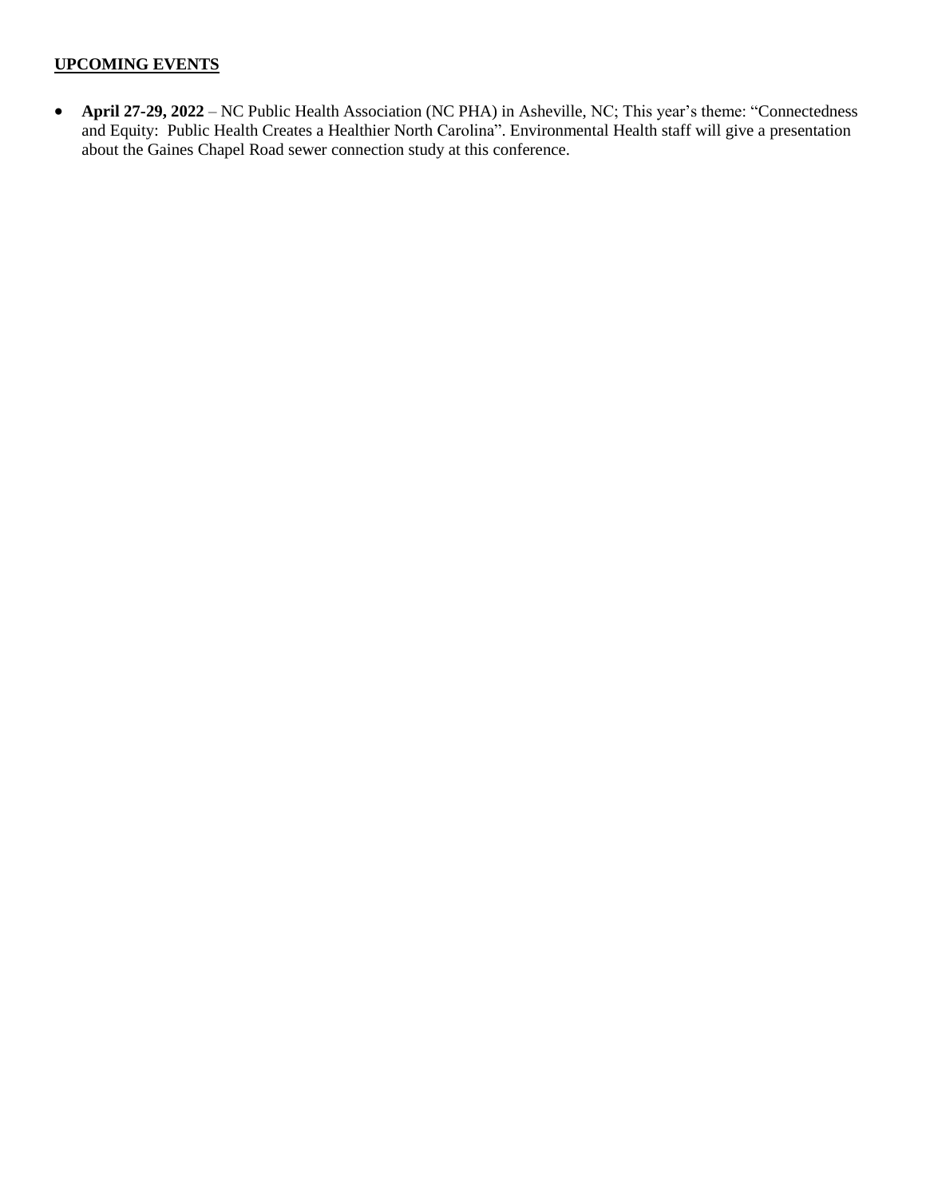## **UPCOMING EVENTS**

- **April 27-29, 2022** – NC Public Health Association (NC PHA) in Asheville, NC; This year's theme: "Connectedness and Equity: Public Health Creates a Healthier North Carolina". Environmental Health staff will give a presentation about the Gaines Chapel Road sewer connection study at this conference.